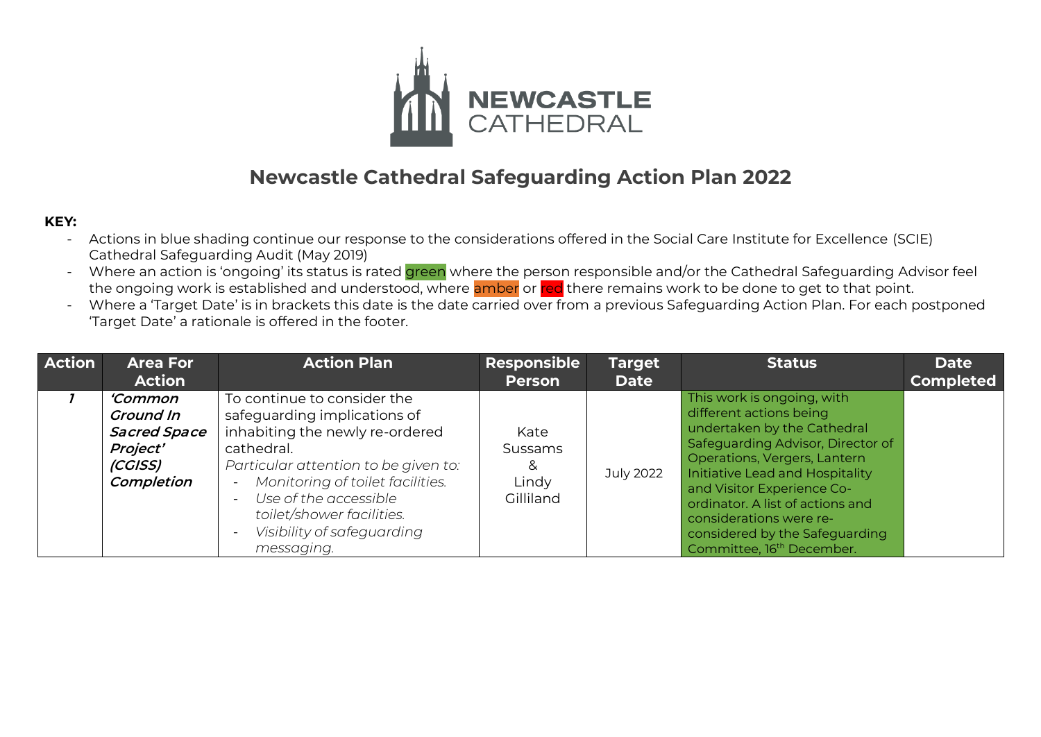NEWCASTLE CATHEDRAL

# Newcastle Cathedral Safeguarding Action Plan 2022

**KEY:**

- Actions in blue shading continue our response to the considerations offered in the Social Care Institute for Excellence (SCIE) Cathedral Safeguarding Audit (May 2019)
- Where an action is 'ongoing' its status is rated green where the person responsible and/or the Cathedral Safeguarding Advisor feel the ongoing work is established and understood, where amber or red there remains work to be done to get to that point.
- Where a 'Target Date' is in brackets this date is the date carried over from a previous Safeguarding Action Plan. For each postponed 'Target Date' a rationale is offered in the footer.

| Action | Area For Action | Action Plan | Responsible Person | Target Date | Status | Date Completed |
|---|---|---|---|---|---|---|
| *1* | ***'Common Ground In Sacred Space Project' (CGISS) Completion*** | To continue to consider the safeguarding implications of inhabiting the newly re-ordered cathedral. *Particular attention to be given to:* <br> - *Monitoring of toilet facilities.* <br> - *Use of the accessible toilet/shower facilities.* <br> - *Visibility of safeguarding messaging.* | Kate Sussams & Lindy Gilliland | July 2022 | This work is ongoing, with different actions being undertaken by the Cathedral Safeguarding Advisor, Director of Operations, Vergers, Lantern Initiative Lead and Hospitality and Visitor Experience Co-ordinator. A list of actions and considerations were re-considered by the Safeguarding Committee, 16th December. | |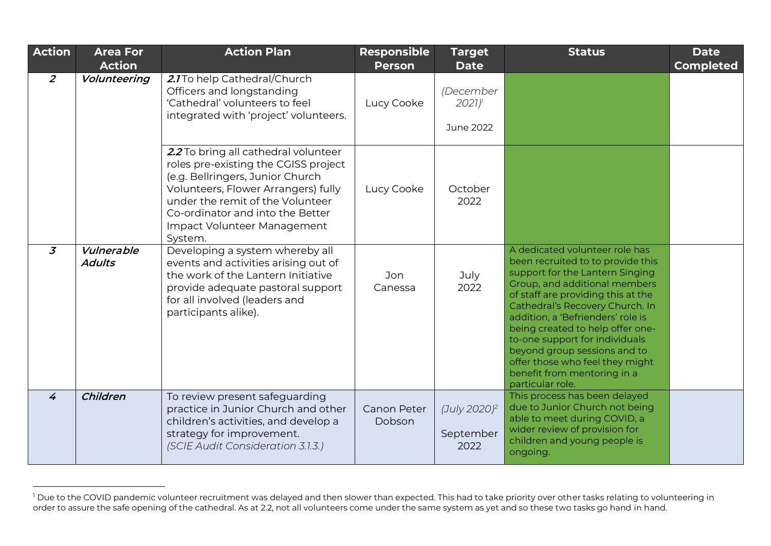| Action | Area For Action | Action Plan | Responsible Person | Target Date | Status | Date Completed |
|---|---|---|---|---|---|---|
| *2* | ***Volunteering*** | ***2.1*** To help Cathedral/Church Officers and longstanding 'Cathedral' volunteers to feel integrated with 'project' volunteers. | Lucy Cooke | *(December 2021)*[1] June 2022 | | |
| | | ***2.2*** To bring all cathedral volunteer roles pre-existing the CGISS project (e.g. Bellringers, Junior Church Volunteers, Flower Arrangers) fully under the remit of the Volunteer Co-ordinator and into the Better Impact Volunteer Management System. | Lucy Cooke | October 2022 | | |
| *3* | ***Vulnerable Adults*** | Developing a system whereby all events and activities arising out of the work of the Lantern Initiative provide adequate pastoral support for all involved (leaders and participants alike). | Jon Canessa | July 2022 | A dedicated volunteer role has been recruited to to provide this support for the Lantern Singing Group, and additional members of staff are providing this at the Cathedral's Recovery Church. In addition, a 'Befrienders' role is being created to help offer one-to-one support for individuals beyond group sessions and to offer those who feel they might benefit from mentoring in a particular role. | |
| *4* | ***Children*** | To review present safeguarding practice in Junior Church and other children's activities, and develop a strategy for improvement. *(SCIE Audit Consideration 3.1.3.)* | Canon Peter Dobson | *(July 2020)*[2] September 2022 | This process has been delayed due to Junior Church not being able to meet during COVID, a wider review of provision for children and young people is ongoing. | |

[1] Due to the COVID pandemic volunteer recruitment was delayed and then slower than expected. This had to take priority over other tasks relating to volunteering in order to assure the safe opening of the cathedral. As at 2.2, not all volunteers come under the same system as yet and so these two tasks go hand in hand.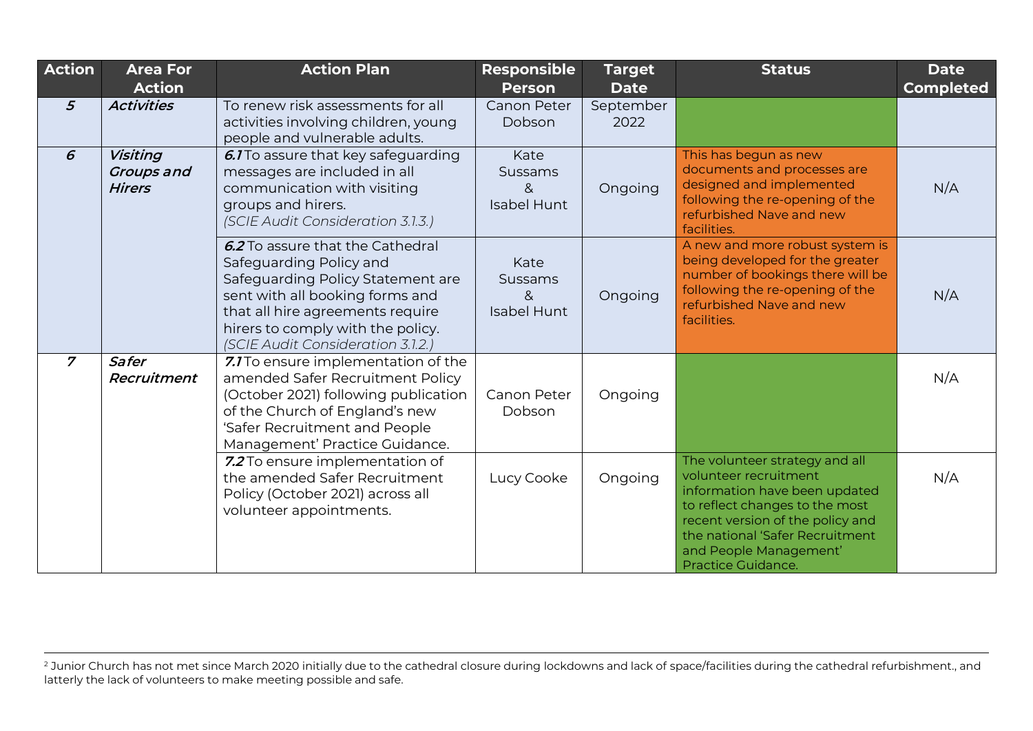| Action | Area For Action | Action Plan | Responsible Person | Target Date | Status | Date Completed |
|---|---|---|---|---|---|---|
| ***5*** | ***Activities*** | To renew risk assessments for all activities involving children, young people and vulnerable adults. | Canon Peter Dobson | September 2022 | | |
| ***6*** | ***Visiting Groups and Hirers*** | ***6.1*** To assure that key safeguarding messages are included in all communication with visiting groups and hirers. *(SCIE Audit Consideration 3.1.3.)* | Kate Sussams & Isabel Hunt | Ongoing | This has begun as new documents and processes are designed and implemented following the re-opening of the refurbished Nave and new facilities. | N/A |
| | | ***6.2*** To assure that the Cathedral Safeguarding Policy and Safeguarding Policy Statement are sent with all booking forms and that all hire agreements require hirers to comply with the policy. *(SCIE Audit Consideration 3.1.2.)* | Kate Sussams & Isabel Hunt | Ongoing | A new and more robust system is being developed for the greater number of bookings there will be following the re-opening of the refurbished Nave and new facilities. | N/A |
| ***7*** | ***Safer Recruitment*** | ***7.1*** To ensure implementation of the amended Safer Recruitment Policy (October 2021) following publication of the Church of England's new 'Safer Recruitment and People Management' Practice Guidance. | Canon Peter Dobson | Ongoing | | N/A |
| | | ***7.2*** To ensure implementation of the amended Safer Recruitment Policy (October 2021) across all volunteer appointments. | Lucy Cooke | Ongoing | The volunteer strategy and all volunteer recruitment information have been updated to reflect changes to the most recent version of the policy and the national 'Safer Recruitment and People Management' Practice Guidance. | N/A |

[2] Junior Church has not met since March 2020 initially due to the cathedral closure during lockdowns and lack of space/facilities during the cathedral refurbishment., and latterly the lack of volunteers to make meeting possible and safe.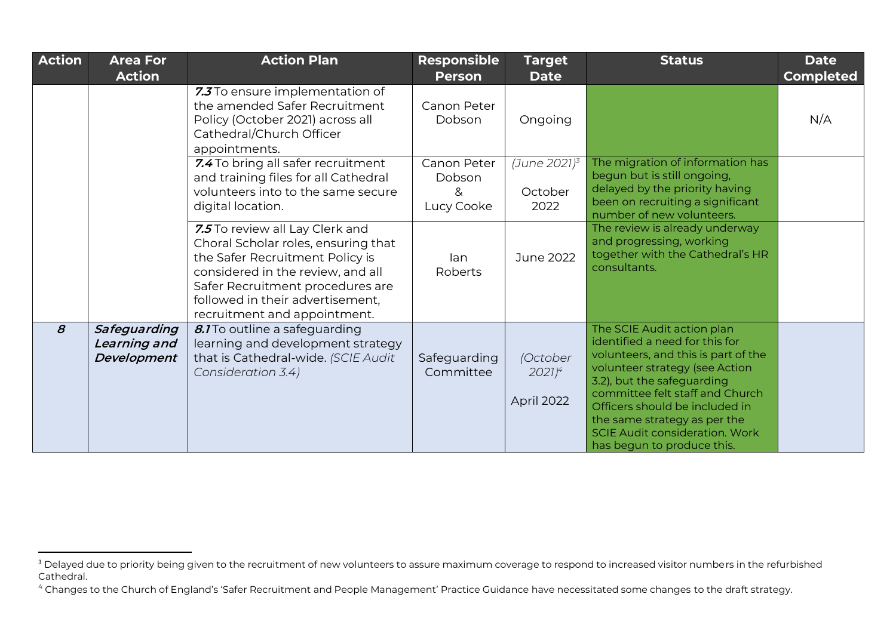| Action | Area For Action | Action Plan | Responsible Person | Target Date | Status | Date Completed |
| --- | --- | --- | --- | --- | --- | --- |
| | | ***7.3*** To ensure implementation of the amended Safer Recruitment Policy (October 2021) across all Cathedral/Church Officer appointments. | Canon Peter Dobson | Ongoing | | N/A |
| | | ***7.4*** To bring all safer recruitment and training files for all Cathedral volunteers into to the same secure digital location. | Canon Peter Dobson & Lucy Cooke | *(June 2021)*[3] October 2022 | The migration of information has begun but is still ongoing, delayed by the priority having been on recruiting a significant number of new volunteers. | |
| | | ***7.5*** To review all Lay Clerk and Choral Scholar roles, ensuring that the Safer Recruitment Policy is considered in the review, and all Safer Recruitment procedures are followed in their advertisement, recruitment and appointment. | Ian Roberts | June 2022 | The review is already underway and progressing, working together with the Cathedral's HR consultants. | |
| ***8*** | ***Safeguarding Learning and Development*** | ***8.1*** To outline a safeguarding learning and development strategy that is Cathedral-wide. *(SCIE Audit Consideration 3.4)* | Safeguarding Committee | *(October 2021)*[4] April 2022 | The SCIE Audit action plan identified a need for this for volunteers, and this is part of the volunteer strategy (see Action 3.2), but the safeguarding committee felt staff and Church Officers should be included in the same strategy as per the SCIE Audit consideration. Work has begun to produce this. | |

[3] Delayed due to priority being given to the recruitment of new volunteers to assure maximum coverage to respond to increased visitor numbers in the refurbished Cathedral.

[4] Changes to the Church of England's 'Safer Recruitment and People Management' Practice Guidance have necessitated some changes to the draft strategy.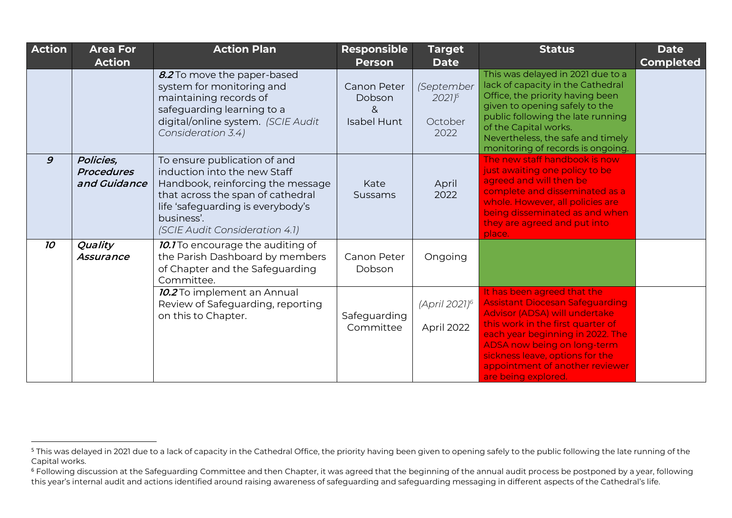| Action | Area For Action | Action Plan | Responsible Person | Target Date | Status | Date Completed |
|---|---|---|---|---|---|---|
| | | ***8.2*** To move the paper-based system for monitoring and maintaining records of safeguarding learning to a digital/online system. *(SCIE Audit Consideration 3.4)* | Canon Peter Dobson & Isabel Hunt | *(September 2021)*[5] October 2022 | This was delayed in 2021 due to a lack of capacity in the Cathedral Office, the priority having been given to opening safely to the public following the late running of the Capital works. Nevertheless, the safe and timely monitoring of records is ongoing. | |
| ***9*** | ***Policies, Procedures and Guidance*** | To ensure publication of and induction into the new Staff Handbook, reinforcing the message that across the span of cathedral life 'safeguarding is everybody's business'. *(SCIE Audit Consideration 4.1)* | Kate Sussams | April 2022 | The new staff handbook is now just awaiting one policy to be agreed and will then be complete and disseminated as a whole. However, all policies are being disseminated as and when they are agreed and put into place. | |
| ***10*** | ***Quality Assurance*** | ***10.1*** To encourage the auditing of the Parish Dashboard by members of Chapter and the Safeguarding Committee. | Canon Peter Dobson | Ongoing | | |
| | | ***10.2*** To implement an Annual Review of Safeguarding, reporting on this to Chapter. | Safeguarding Committee | *(April 2021)*[6] April 2022 | It has been agreed that the Assistant Diocesan Safeguarding Advisor (ADSA) will undertake this work in the first quarter of each year beginning in 2022. The ADSA now being on long-term sickness leave, options for the appointment of another reviewer are being explored. | |

[5] This was delayed in 2021 due to a lack of capacity in the Cathedral Office, the priority having been given to opening safely to the public following the late running of the Capital works.

[6] Following discussion at the Safeguarding Committee and then Chapter, it was agreed that the beginning of the annual audit process be postponed by a year, following this year's internal audit and actions identified around raising awareness of safeguarding and safeguarding messaging in different aspects of the Cathedral's life.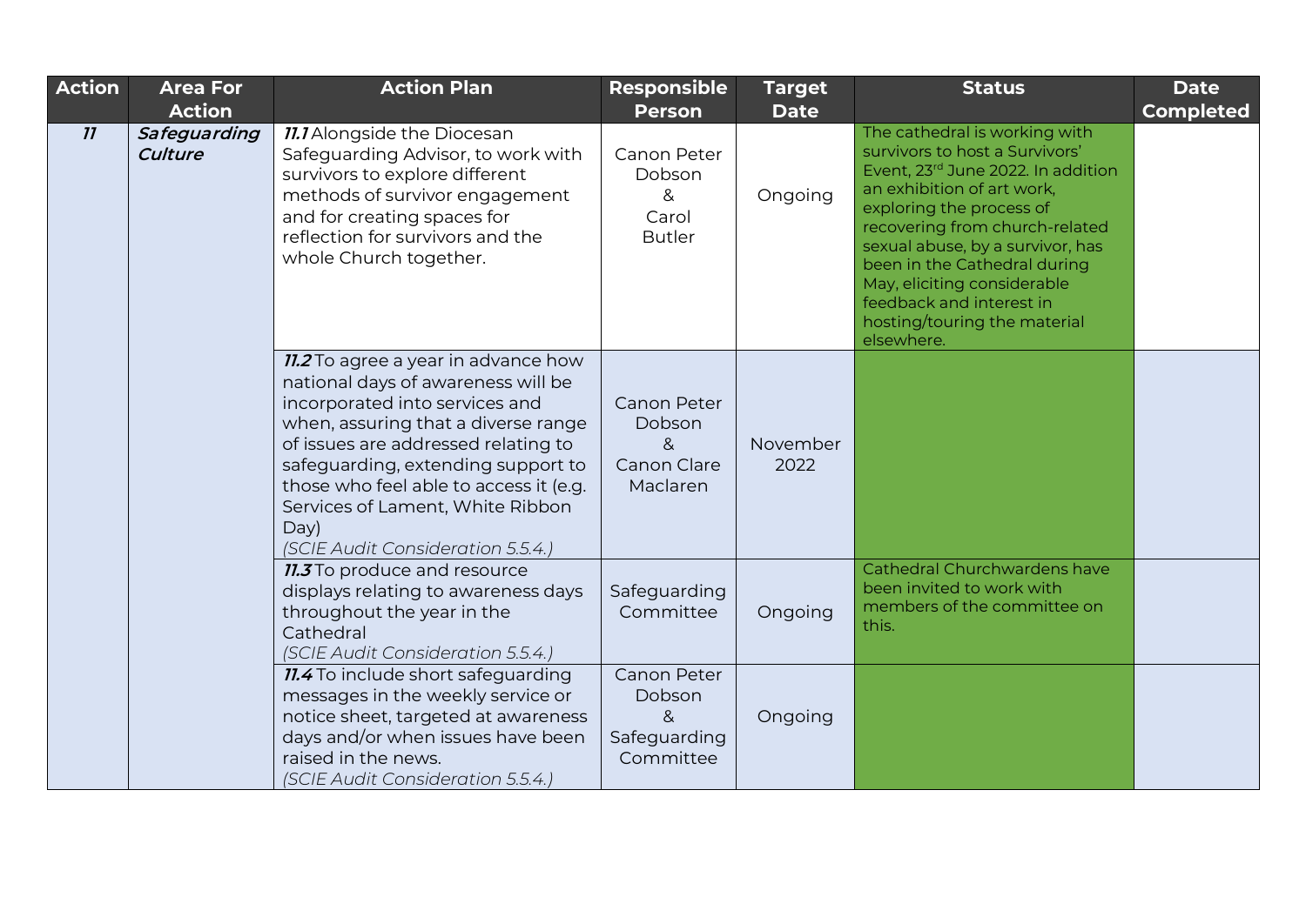| Action | Area For Action | Action Plan | Responsible Person | Target Date | Status | Date Completed |
|---|---|---|---|---|---|---|
| ***11*** | ***Safeguarding Culture*** | ***11.1*** Alongside the Diocesan Safeguarding Advisor, to work with survivors to explore different methods of survivor engagement and for creating spaces for reflection for survivors and the whole Church together. | Canon Peter Dobson & Carol Butler | Ongoing | The cathedral is working with survivors to host a Survivors' Event, 23rd June 2022. In addition an exhibition of art work, exploring the process of recovering from church-related sexual abuse, by a survivor, has been in the Cathedral during May, eliciting considerable feedback and interest in hosting/touring the material elsewhere. | |
| | | ***11.2*** To agree a year in advance how national days of awareness will be incorporated into services and when, assuring that a diverse range of issues are addressed relating to safeguarding, extending support to those who feel able to access it (e.g. Services of Lament, White Ribbon Day) *(SCIE Audit Consideration 5.5.4.)* | Canon Peter Dobson & Canon Clare Maclaren | November 2022 | | |
| | | ***11.3*** To produce and resource displays relating to awareness days throughout the year in the Cathedral *(SCIE Audit Consideration 5.5.4.)* | Safeguarding Committee | Ongoing | Cathedral Churchwardens have been invited to work with members of the committee on this. | |
| | | ***11.4*** To include short safeguarding messages in the weekly service or notice sheet, targeted at awareness days and/or when issues have been raised in the news. *(SCIE Audit Consideration 5.5.4.)* | Canon Peter Dobson & Safeguarding Committee | Ongoing | | |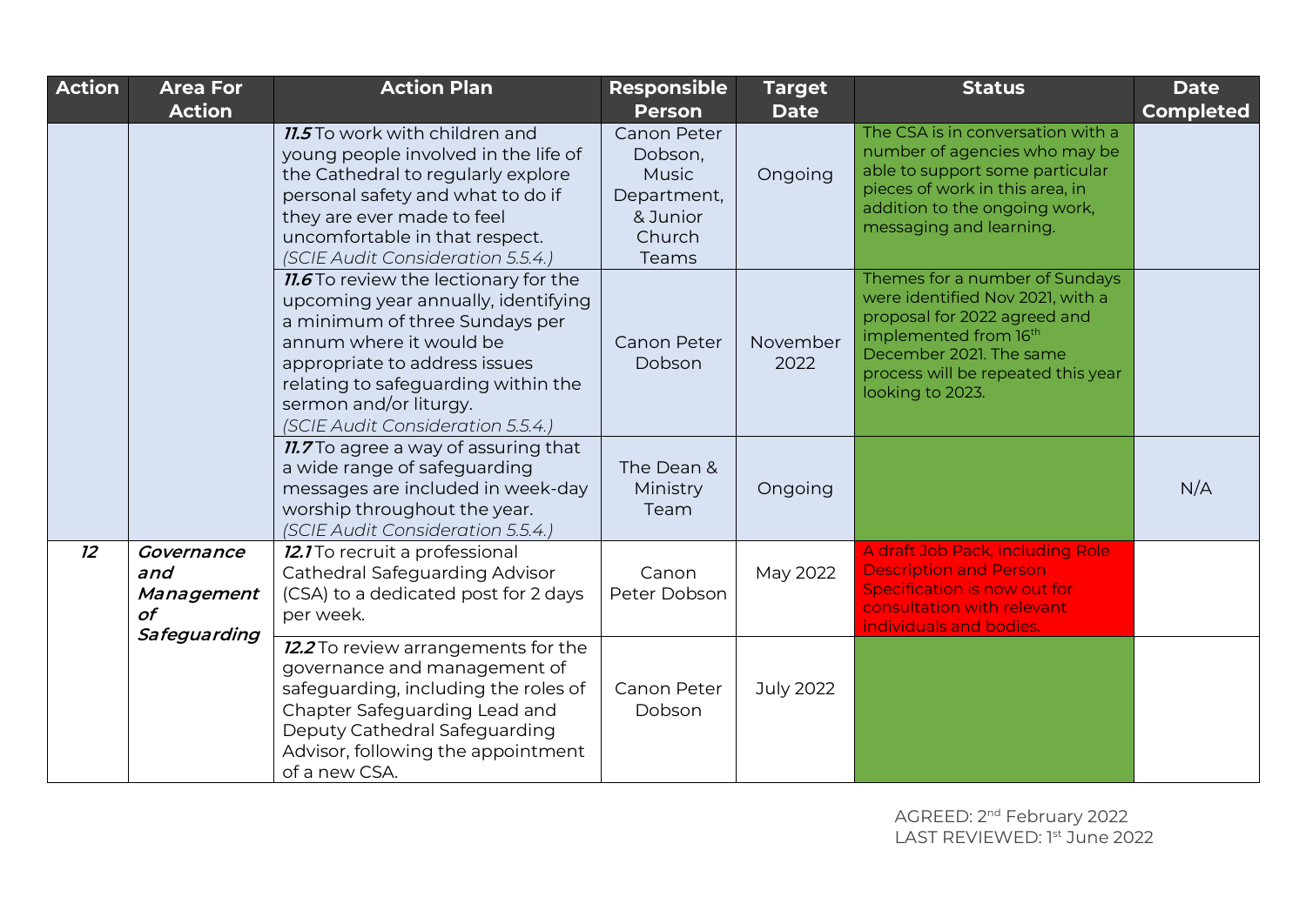| Action | Area For Action | Action Plan | Responsible Person | Target Date | Status | Date Completed |
|---|---|---|---|---|---|---|
| | | ***11.5*** To work with children and young people involved in the life of the Cathedral to regularly explore personal safety and what to do if they are ever made to feel uncomfortable in that respect. *(SCIE Audit Consideration 5.5.4.)* | Canon Peter Dobson, Music Department, & Junior Church Teams | Ongoing | The CSA is in conversation with a number of agencies who may be able to support some particular pieces of work in this area, in addition to the ongoing work, messaging and learning. | |
| | | ***11.6*** To review the lectionary for the upcoming year annually, identifying a minimum of three Sundays per annum where it would be appropriate to address issues relating to safeguarding within the sermon and/or liturgy. *(SCIE Audit Consideration 5.5.4.)* | Canon Peter Dobson | November 2022 | Themes for a number of Sundays were identified Nov 2021, with a proposal for 2022 agreed and implemented from 16th December 2021. The same process will be repeated this year looking to 2023. | |
| | | ***11.7*** To agree a way of assuring that a wide range of safeguarding messages are included in week-day worship throughout the year. *(SCIE Audit Consideration 5.5.4.)* | The Dean & Ministry Team | Ongoing | | N/A |
| ***12*** | ***Governance and Management of Safeguarding*** | ***12.1*** To recruit a professional Cathedral Safeguarding Advisor (CSA) to a dedicated post for 2 days per week. | Canon Peter Dobson | May 2022 | A draft Job Pack, including Role Description and Person Specification is now out for consultation with relevant individuals and bodies. | |
| | | ***12.2*** To review arrangements for the governance and management of safeguarding, including the roles of Chapter Safeguarding Lead and Deputy Cathedral Safeguarding Advisor, following the appointment of a new CSA. | Canon Peter Dobson | July 2022 | | |

AGREED: 2nd February 2022
LAST REVIEWED: 1st June 2022